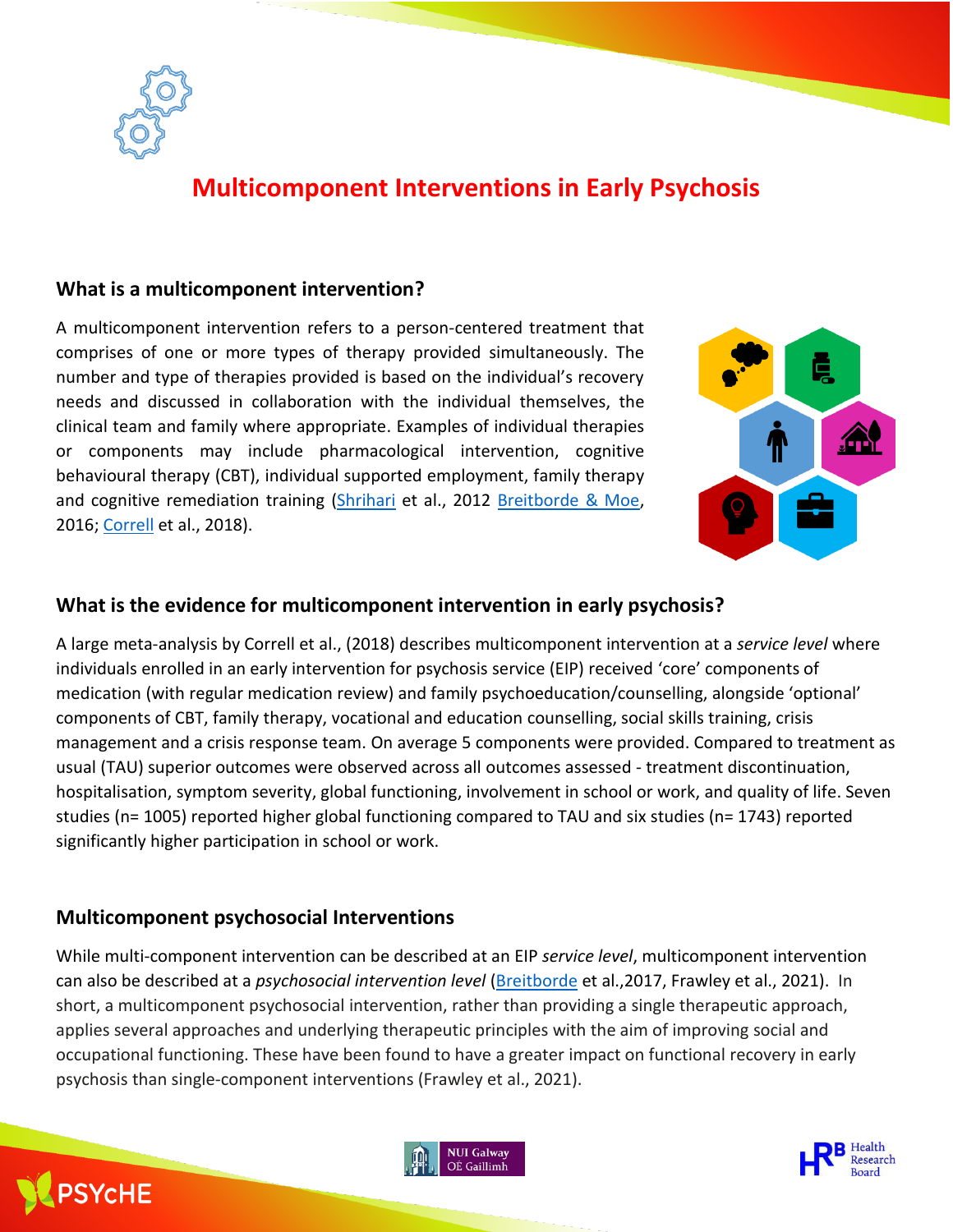# Multicomponent Interventions in Early Psychosis

## What is a multicomponent intervention?

A multicomponent intervention refers to a person-centered treatment that comprises of one or more types of therapy provided simultaneously. The number and type of therapies provided is based on the individual's recovery needs and discussed in collaboration with the individual themselves, the clinical team and family where appropriate. Examples of individual therapies or components may include pharmacological intervention, cognitive behavioural therapy (CBT), individual supported employment, family therapy and cognitive remediation training (Shrihari et al., 2012 Breitborde & Moe, 2016; Correll et al., 2018).

## What is the evidence for multicomponent intervention in early psychosis?

A large meta-analysis by Correll et al., (2018) describes multicomponent intervention at a *service level* where individuals enrolled in an early intervention for psychosis service (EIP) received 'core' components of medication (with regular medication review) and family psychoeducation/counselling, alongside 'optional' components of CBT, family therapy, vocational and education counselling, social skills training, crisis management and a crisis response team. On average 5 components were provided. Compared to treatment as usual (TAU) superior outcomes were observed across all outcomes assessed - treatment discontinuation, hospitalisation, symptom severity, global functioning, involvement in school or work, and quality of life. Seven studies (n= 1005) reported higher global functioning compared to TAU and six studies (n= 1743) reported significantly higher participation in school or work.

## Multicomponent psychosocial Interventions

While multi-component intervention can be described at an EIP *service level*, multicomponent intervention can also be described at a *psychosocial intervention level* (Breitborde et al.,2017, Frawley et al., 2021). In short, a multicomponent psychosocial intervention, rather than providing a single therapeutic approach, applies several approaches and underlying therapeutic principles with the aim of improving social and occupational functioning. These have been found to have a greater impact on functional recovery in early psychosis than single-component interventions (Frawley et al., 2021).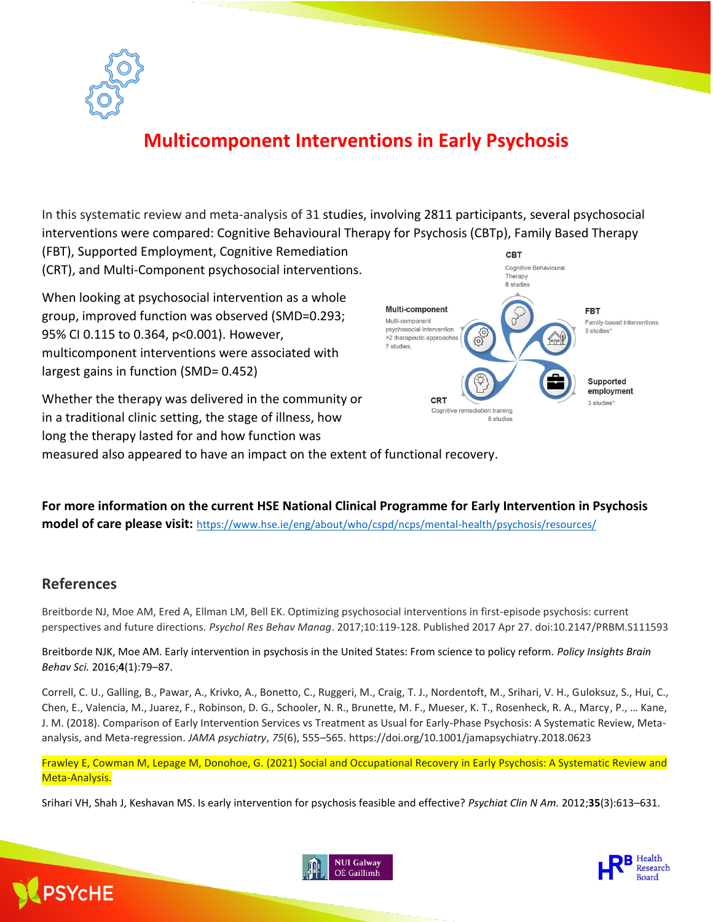# Multicomponent Interventions in Early Psychosis

In this systematic review and meta-analysis of 31 studies, involving 2811 participants, several psychosocial interventions were compared: Cognitive Behavioural Therapy for Psychosis (CBTp), Family Based Therapy (FBT), Supported Employment, Cognitive Remediation (CRT), and Multi-Component psychosocial interventions.

When looking at psychosocial intervention as a whole group, improved function was observed (SMD=0.293; 95% CI 0.115 to 0.364, p<0.001). However, multicomponent interventions were associated with largest gains in function (SMD= 0.452)

Whether the therapy was delivered in the community or in a traditional clinic setting, the stage of illness, how long the therapy lasted for and how function was measured also appeared to have an impact on the extent of functional recovery.

CBT
Cognitive Behavioural Therapy
8 studies

FBT
Family-based interventions
3 studies*

Supported employment
3 studies*

CRT
Cognitive remediation training
8 studies

Multi-component
Multi-component psychosocial intervention
>2 therapeutic approaches
7 studies.

**For more information on the current HSE National Clinical Programme for Early Intervention in Psychosis model of care please visit:** https://www.hse.ie/eng/about/who/cspd/ncps/mental-health/psychosis/resources/

## References

Breitborde NJ, Moe AM, Ered A, Ellman LM, Bell EK. Optimizing psychosocial interventions in first-episode psychosis: current perspectives and future directions. *Psychol Res Behav Manag*. 2017;10:119-128. Published 2017 Apr 27. doi:10.2147/PRBM.S111593

Breitborde NJK, Moe AM. Early intervention in psychosis in the United States: From science to policy reform. *Policy Insights Brain Behav Sci.* 2016;**4**(1):79–87.

Correll, C. U., Galling, B., Pawar, A., Krivko, A., Bonetto, C., Ruggeri, M., Craig, T. J., Nordentoft, M., Srihari, V. H., Guloksuz, S., Hui, C., Chen, E., Valencia, M., Juarez, F., Robinson, D. G., Schooler, N. R., Brunette, M. F., Mueser, K. T., Rosenheck, R. A., Marcy, P., … Kane, J. M. (2018). Comparison of Early Intervention Services vs Treatment as Usual for Early-Phase Psychosis: A Systematic Review, Meta-analysis, and Meta-regression. *JAMA psychiatry*, *75*(6), 555–565. https://doi.org/10.1001/jamapsychiatry.2018.0623

Frawley E, Cowman M, Lepage M, Donohoe, G. (2021) Social and Occupational Recovery in Early Psychosis: A Systematic Review and Meta-Analysis.

Srihari VH, Shah J, Keshavan MS. Is early intervention for psychosis feasible and effective? *Psychiat Clin N Am.* 2012;**35**(3):613–631.